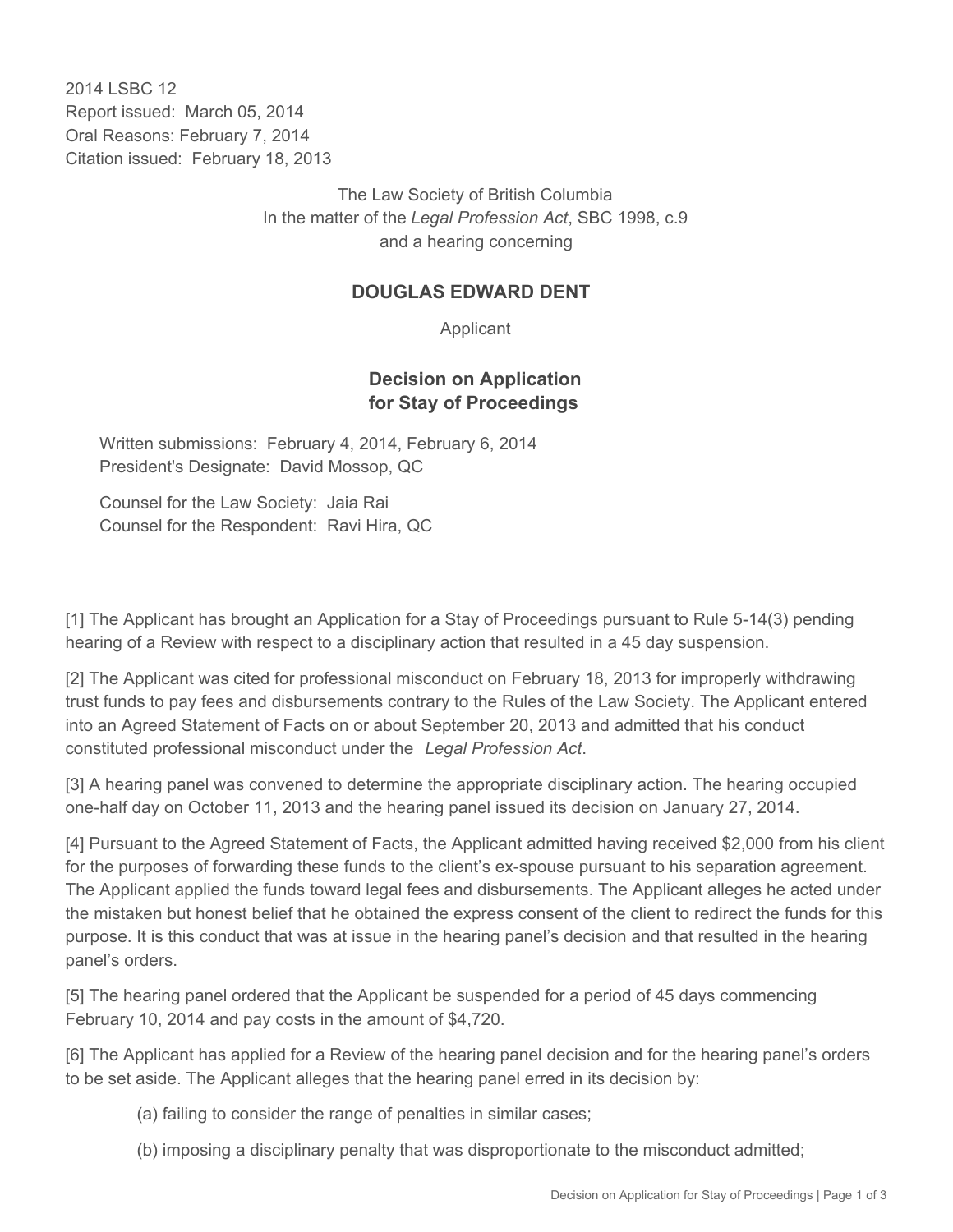2014 LSBC 12
Report issued: March 05, 2014
Oral Reasons: February 7, 2014
Citation issued: February 18, 2013

The Law Society of British Columbia
In the matter of the *Legal Profession Act*, SBC 1998, c.9
and a hearing concerning

**DOUGLAS EDWARD DENT**

Applicant

## Decision on Application for Stay of Proceedings

Written submissions: February 4, 2014, February 6, 2014
President's Designate: David Mossop, QC

Counsel for the Law Society: Jaia Rai
Counsel for the Respondent: Ravi Hira, QC

[1] The Applicant has brought an Application for a Stay of Proceedings pursuant to Rule 5-14(3) pending hearing of a Review with respect to a disciplinary action that resulted in a 45 day suspension.

[2] The Applicant was cited for professional misconduct on February 18, 2013 for improperly withdrawing trust funds to pay fees and disbursements contrary to the Rules of the Law Society. The Applicant entered into an Agreed Statement of Facts on or about September 20, 2013 and admitted that his conduct constituted professional misconduct under the *Legal Profession Act*.

[3] A hearing panel was convened to determine the appropriate disciplinary action. The hearing occupied one-half day on October 11, 2013 and the hearing panel issued its decision on January 27, 2014.

[4] Pursuant to the Agreed Statement of Facts, the Applicant admitted having received $2,000 from his client for the purposes of forwarding these funds to the client's ex-spouse pursuant to his separation agreement. The Applicant applied the funds toward legal fees and disbursements. The Applicant alleges he acted under the mistaken but honest belief that he obtained the express consent of the client to redirect the funds for this purpose. It is this conduct that was at issue in the hearing panel's decision and that resulted in the hearing panel's orders.

[5] The hearing panel ordered that the Applicant be suspended for a period of 45 days commencing February 10, 2014 and pay costs in the amount of $4,720.

[6] The Applicant has applied for a Review of the hearing panel decision and for the hearing panel's orders to be set aside. The Applicant alleges that the hearing panel erred in its decision by:

(a) failing to consider the range of penalties in similar cases;

(b) imposing a disciplinary penalty that was disproportionate to the misconduct admitted;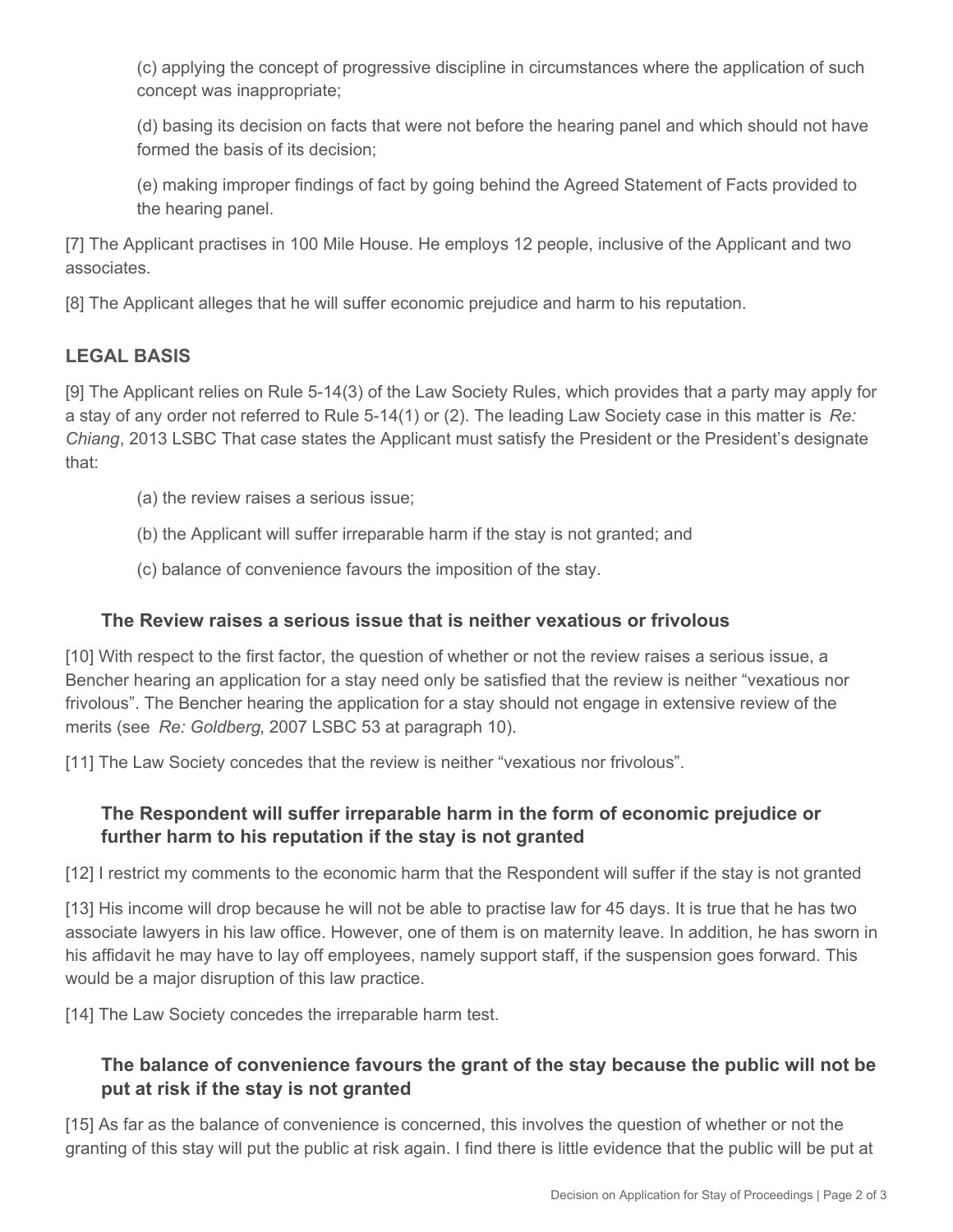(c) applying the concept of progressive discipline in circumstances where the application of such concept was inappropriate;

(d) basing its decision on facts that were not before the hearing panel and which should not have formed the basis of its decision;

(e) making improper findings of fact by going behind the Agreed Statement of Facts provided to the hearing panel.

[7] The Applicant practises in 100 Mile House. He employs 12 people, inclusive of the Applicant and two associates.

[8] The Applicant alleges that he will suffer economic prejudice and harm to his reputation.

## LEGAL BASIS

[9] The Applicant relies on Rule 5-14(3) of the Law Society Rules, which provides that a party may apply for a stay of any order not referred to Rule 5-14(1) or (2). The leading Law Society case in this matter is *Re: Chiang*, 2013 LSBC That case states the Applicant must satisfy the President or the President's designate that:

(a) the review raises a serious issue;

(b) the Applicant will suffer irreparable harm if the stay is not granted; and

(c) balance of convenience favours the imposition of the stay.

### The Review raises a serious issue that is neither vexatious or frivolous

[10] With respect to the first factor, the question of whether or not the review raises a serious issue, a Bencher hearing an application for a stay need only be satisfied that the review is neither "vexatious nor frivolous". The Bencher hearing the application for a stay should not engage in extensive review of the merits (see *Re: Goldberg*, 2007 LSBC 53 at paragraph 10).

[11] The Law Society concedes that the review is neither "vexatious nor frivolous".

### The Respondent will suffer irreparable harm in the form of economic prejudice or further harm to his reputation if the stay is not granted

[12] I restrict my comments to the economic harm that the Respondent will suffer if the stay is not granted

[13] His income will drop because he will not be able to practise law for 45 days. It is true that he has two associate lawyers in his law office. However, one of them is on maternity leave. In addition, he has sworn in his affidavit he may have to lay off employees, namely support staff, if the suspension goes forward. This would be a major disruption of this law practice.

[14] The Law Society concedes the irreparable harm test.

### The balance of convenience favours the grant of the stay because the public will not be put at risk if the stay is not granted

[15] As far as the balance of convenience is concerned, this involves the question of whether or not the granting of this stay will put the public at risk again. I find there is little evidence that the public will be put at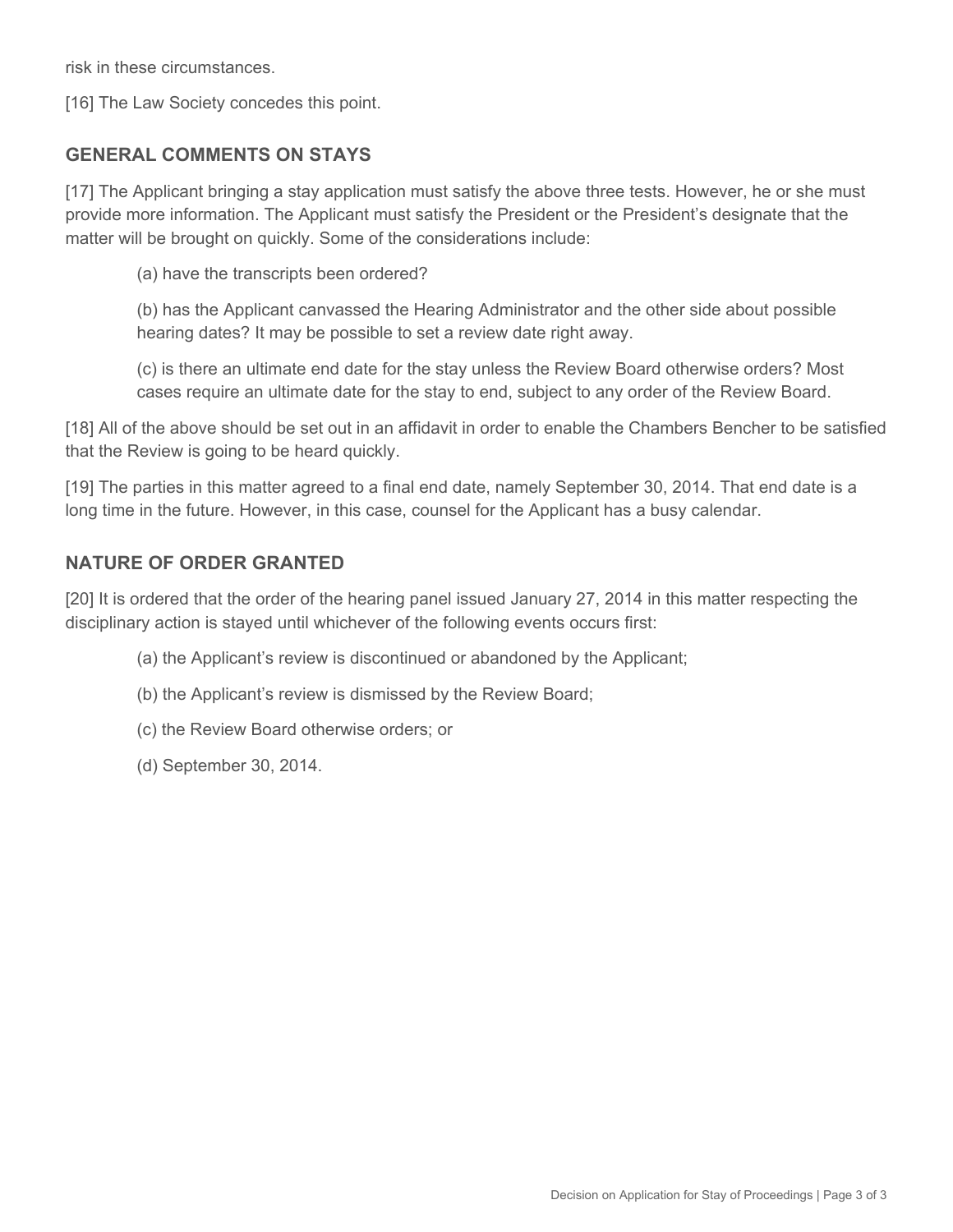risk in these circumstances.

[16] The Law Society concedes this point.

## GENERAL COMMENTS ON STAYS

[17] The Applicant bringing a stay application must satisfy the above three tests. However, he or she must provide more information. The Applicant must satisfy the President or the President's designate that the matter will be brought on quickly. Some of the considerations include:

(a) have the transcripts been ordered?

(b) has the Applicant canvassed the Hearing Administrator and the other side about possible hearing dates? It may be possible to set a review date right away.

(c) is there an ultimate end date for the stay unless the Review Board otherwise orders? Most cases require an ultimate date for the stay to end, subject to any order of the Review Board.

[18] All of the above should be set out in an affidavit in order to enable the Chambers Bencher to be satisfied that the Review is going to be heard quickly.

[19] The parties in this matter agreed to a final end date, namely September 30, 2014. That end date is a long time in the future. However, in this case, counsel for the Applicant has a busy calendar.

## NATURE OF ORDER GRANTED

[20] It is ordered that the order of the hearing panel issued January 27, 2014 in this matter respecting the disciplinary action is stayed until whichever of the following events occurs first:

(a) the Applicant's review is discontinued or abandoned by the Applicant;

(b) the Applicant's review is dismissed by the Review Board;

(c) the Review Board otherwise orders; or

(d) September 30, 2014.